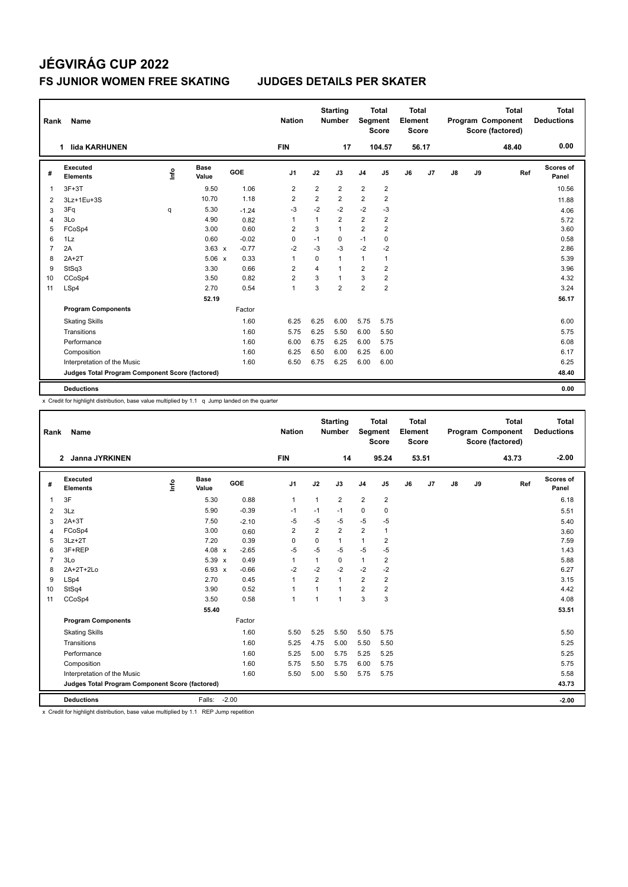# JÉGVIRÁG CUP 2022

## FS JUNIOR WOMEN FREE SKATING JUDGES DETAILS PER SKATER

| Rank | Name | Nation | Starting Number | Total Segment Score | Total Element Score | Total Program Component Score (factored) | Total Deductions |
|---|---|---|---|---|---|---|---|
| 1 | Iida KARHUNEN | FIN | 17 | 104.57 | 56.17 | 48.40 | 0.00 |

| # | Executed Elements | Info | Base Value | | GOE | J1 | J2 | J3 | J4 | J5 | J6 | J7 | J8 | J9 | Ref | Scores of Panel |
|---|---|---|---|---|---|---|---|---|---|---|---|---|---|---|---|---|
| 1 | 3F+3T | | 9.50 | | 1.06 | 2 | 2 | 2 | 2 | 2 | | | | | | 10.56 |
| 2 | 3Lz+1Eu+3S | | 10.70 | | 1.18 | 2 | 2 | 2 | 2 | 2 | | | | | | 11.88 |
| 3 | 3Fq | q | 5.30 | | -1.24 | -3 | -2 | -2 | -2 | -3 | | | | | | 4.06 |
| 4 | 3Lo | | 4.90 | | 0.82 | 1 | 1 | 2 | 2 | 2 | | | | | | 5.72 |
| 5 | FCoSp4 | | 3.00 | | 0.60 | 2 | 3 | 1 | 2 | 2 | | | | | | 3.60 |
| 6 | 1Lz | | 0.60 | | -0.02 | 0 | -1 | 0 | -1 | 0 | | | | | | 0.58 |
| 7 | 2A | | 3.63 | x | -0.77 | -2 | -3 | -3 | -2 | -2 | | | | | | 2.86 |
| 8 | 2A+2T | | 5.06 | x | 0.33 | 1 | 0 | 1 | 1 | 1 | | | | | | 5.39 |
| 9 | StSq3 | | 3.30 | | 0.66 | 2 | 4 | 1 | 2 | 2 | | | | | | 3.96 |
| 10 | CCoSp4 | | 3.50 | | 0.82 | 2 | 3 | 1 | 3 | 2 | | | | | | 4.32 |
| 11 | LSp4 | | 2.70 | | 0.54 | 1 | 3 | 2 | 2 | 2 | | | | | | 3.24 |
| | | | 52.19 | | | | | | | | | | | | | 56.17 |
| | **Program Components** | | | | Factor | | | | | | | | | | | |
| | Skating Skills | | | | 1.60 | 6.25 | 6.25 | 6.00 | 5.75 | 5.75 | | | | | | 6.00 |
| | Transitions | | | | 1.60 | 5.75 | 6.25 | 5.50 | 6.00 | 5.50 | | | | | | 5.75 |
| | Performance | | | | 1.60 | 6.00 | 6.75 | 6.25 | 6.00 | 5.75 | | | | | | 6.08 |
| | Composition | | | | 1.60 | 6.25 | 6.50 | 6.00 | 6.25 | 6.00 | | | | | | 6.17 |
| | Interpretation of the Music | | | | 1.60 | 6.50 | 6.75 | 6.25 | 6.00 | 6.00 | | | | | | 6.25 |
| | **Judges Total Program Component Score (factored)** | | | | | | | | | | | | | | | 48.40 |
| | **Deductions** | | | | | | | | | | | | | | | 0.00 |

x Credit for highlight distribution, base value multiplied by 1.1 q Jump landed on the quarter

| Rank | Name | Nation | Starting Number | Total Segment Score | Total Element Score | Total Program Component Score (factored) | Total Deductions |
|---|---|---|---|---|---|---|---|
| 2 | Janna JYRKINEN | FIN | 14 | 95.24 | 53.51 | 43.73 | -2.00 |

| # | Executed Elements | Info | Base Value | | GOE | J1 | J2 | J3 | J4 | J5 | J6 | J7 | J8 | J9 | Ref | Scores of Panel |
|---|---|---|---|---|---|---|---|---|---|---|---|---|---|---|---|---|
| 1 | 3F | | 5.30 | | 0.88 | 1 | 1 | 2 | 2 | 2 | | | | | | 6.18 |
| 2 | 3Lz | | 5.90 | | -0.39 | -1 | -1 | -1 | 0 | 0 | | | | | | 5.51 |
| 3 | 2A+3T | | 7.50 | | -2.10 | -5 | -5 | -5 | -5 | -5 | | | | | | 5.40 |
| 4 | FCoSp4 | | 3.00 | | 0.60 | 2 | 2 | 2 | 2 | 1 | | | | | | 3.60 |
| 5 | 3Lz+2T | | 7.20 | | 0.39 | 0 | 0 | 1 | 1 | 2 | | | | | | 7.59 |
| 6 | 3F+REP | | 4.08 | x | -2.65 | -5 | -5 | -5 | -5 | -5 | | | | | | 1.43 |
| 7 | 3Lo | | 5.39 | x | 0.49 | 1 | 1 | 0 | 1 | 2 | | | | | | 5.88 |
| 8 | 2A+2T+2Lo | | 6.93 | x | -0.66 | -2 | -2 | -2 | -2 | -2 | | | | | | 6.27 |
| 9 | LSp4 | | 2.70 | | 0.45 | 1 | 2 | 1 | 2 | 2 | | | | | | 3.15 |
| 10 | StSq4 | | 3.90 | | 0.52 | 1 | 1 | 1 | 2 | 2 | | | | | | 4.42 |
| 11 | CCoSp4 | | 3.50 | | 0.58 | 1 | 1 | 1 | 3 | 3 | | | | | | 4.08 |
| | | | 55.40 | | | | | | | | | | | | | 53.51 |
| | **Program Components** | | | | Factor | | | | | | | | | | | |
| | Skating Skills | | | | 1.60 | 5.50 | 5.25 | 5.50 | 5.50 | 5.75 | | | | | | 5.50 |
| | Transitions | | | | 1.60 | 5.25 | 4.75 | 5.00 | 5.50 | 5.50 | | | | | | 5.25 |
| | Performance | | | | 1.60 | 5.25 | 5.00 | 5.75 | 5.25 | 5.25 | | | | | | 5.25 |
| | Composition | | | | 1.60 | 5.75 | 5.50 | 5.75 | 6.00 | 5.75 | | | | | | 5.75 |
| | Interpretation of the Music | | | | 1.60 | 5.50 | 5.00 | 5.50 | 5.75 | 5.75 | | | | | | 5.58 |
| | **Judges Total Program Component Score (factored)** | | | | | | | | | | | | | | | 43.73 |
| | **Deductions** | | Falls: | | -2.00 | | | | | | | | | | | -2.00 |

x Credit for highlight distribution, base value multiplied by 1.1 REP Jump repetition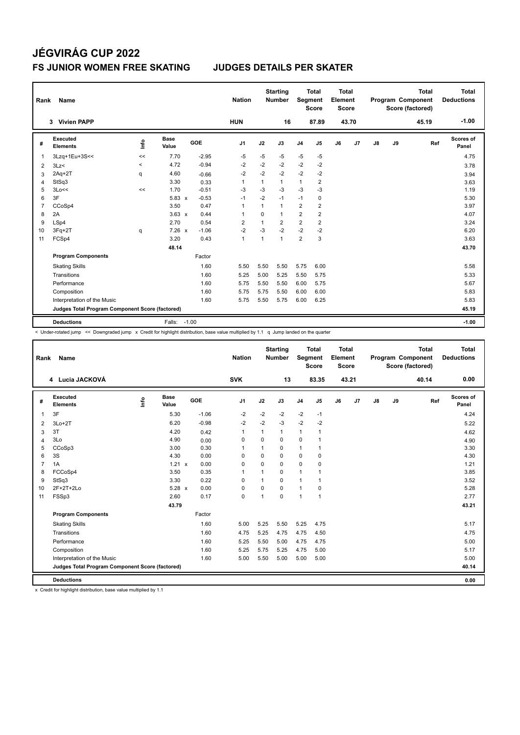# JÉGVIRÁG CUP 2022

## FS JUNIOR WOMEN FREE SKATING JUDGES DETAILS PER SKATER

| Rank | Name | Nation | Starting Number | Total Segment Score | Total Element Score | Total Program Component Score (factored) | Total Deductions |
|---|---|---|---|---|---|---|---|
| 3 | Vivien PAPP | HUN | 16 | 87.89 | 43.70 | 45.19 | -1.00 |

| # | Executed Elements | Info | Base Value | | GOE | J1 | J2 | J3 | J4 | J5 | J6 | J7 | J8 | J9 | Ref | Scores of Panel |
|---|---|---|---|---|---|---|---|---|---|---|---|---|---|---|---|---|
| 1 | 3Lzq+1Eu+3S<< | << | 7.70 | | -2.95 | -5 | -5 | -5 | -5 | -5 | | | | | | 4.75 |
| 2 | 3Lz< | < | 4.72 | | -0.94 | -2 | -2 | -2 | -2 | -2 | | | | | | 3.78 |
| 3 | 2Aq+2T | q | 4.60 | | -0.66 | -2 | -2 | -2 | -2 | -2 | | | | | | 3.94 |
| 4 | StSq3 | | 3.30 | | 0.33 | 1 | 1 | 1 | 1 | 2 | | | | | | 3.63 |
| 5 | 3Lo<< | << | 1.70 | | -0.51 | -3 | -3 | -3 | -3 | -3 | | | | | | 1.19 |
| 6 | 3F | | 5.83 | x | -0.53 | -1 | -2 | -1 | -1 | 0 | | | | | | 5.30 |
| 7 | CCoSp4 | | 3.50 | | 0.47 | 1 | 1 | 1 | 2 | 2 | | | | | | 3.97 |
| 8 | 2A | | 3.63 | x | 0.44 | 1 | 0 | 1 | 2 | 2 | | | | | | 4.07 |
| 9 | LSp4 | | 2.70 | | 0.54 | 2 | 1 | 2 | 2 | 2 | | | | | | 3.24 |
| 10 | 3Fq+2T | q | 7.26 | x | -1.06 | -2 | -3 | -2 | -2 | -2 | | | | | | 6.20 |
| 11 | FCSp4 | | 3.20 | | 0.43 | 1 | 1 | 1 | 2 | 3 | | | | | | 3.63 |
| | | | 48.14 | | | | | | | | | | | | | 43.70 |
| | **Program Components** | | | | Factor | | | | | | | | | | | |
| | Skating Skills | | | | 1.60 | 5.50 | 5.50 | 5.50 | 5.75 | 6.00 | | | | | | 5.58 |
| | Transitions | | | | 1.60 | 5.25 | 5.00 | 5.25 | 5.50 | 5.75 | | | | | | 5.33 |
| | Performance | | | | 1.60 | 5.75 | 5.50 | 5.50 | 6.00 | 5.75 | | | | | | 5.67 |
| | Composition | | | | 1.60 | 5.75 | 5.75 | 5.50 | 6.00 | 6.00 | | | | | | 5.83 |
| | Interpretation of the Music | | | | 1.60 | 5.75 | 5.50 | 5.75 | 6.00 | 6.25 | | | | | | 5.83 |
| | **Judges Total Program Component Score (factored)** | | | | | | | | | | | | | | | 45.19 |
| | **Deductions** | | Falls: | -1.00 | | | | | | | | | | | | -1.00 |

< Under-rotated jump << Downgraded jump x Credit for highlight distribution, base value multiplied by 1.1 q Jump landed on the quarter

| Rank | Name | Nation | Starting Number | Total Segment Score | Total Element Score | Total Program Component Score (factored) | Total Deductions |
|---|---|---|---|---|---|---|---|
| 4 | Lucia JACKOVÁ | SVK | 13 | 83.35 | 43.21 | 40.14 | 0.00 |

| # | Executed Elements | Info | Base Value | | GOE | J1 | J2 | J3 | J4 | J5 | J6 | J7 | J8 | J9 | Ref | Scores of Panel |
|---|---|---|---|---|---|---|---|---|---|---|---|---|---|---|---|---|
| 1 | 3F | | 5.30 | | -1.06 | -2 | -2 | -2 | -2 | -1 | | | | | | 4.24 |
| 2 | 3Lo+2T | | 6.20 | | -0.98 | -2 | -2 | -3 | -2 | -2 | | | | | | 5.22 |
| 3 | 3T | | 4.20 | | 0.42 | 1 | 1 | 1 | 1 | 1 | | | | | | 4.62 |
| 4 | 3Lo | | 4.90 | | 0.00 | 0 | 0 | 0 | 0 | 1 | | | | | | 4.90 |
| 5 | CCoSp3 | | 3.00 | | 0.30 | 1 | 1 | 0 | 1 | 1 | | | | | | 3.30 |
| 6 | 3S | | 4.30 | | 0.00 | 0 | 0 | 0 | 0 | 0 | | | | | | 4.30 |
| 7 | 1A | | 1.21 | x | 0.00 | 0 | 0 | 0 | 0 | 0 | | | | | | 1.21 |
| 8 | FCCoSp4 | | 3.50 | | 0.35 | 1 | 1 | 0 | 1 | 1 | | | | | | 3.85 |
| 9 | StSq3 | | 3.30 | | 0.22 | 0 | 1 | 0 | 1 | 1 | | | | | | 3.52 |
| 10 | 2F+2T+2Lo | | 5.28 | x | 0.00 | 0 | 0 | 0 | 1 | 0 | | | | | | 5.28 |
| 11 | FSSp3 | | 2.60 | | 0.17 | 0 | 1 | 0 | 1 | 1 | | | | | | 2.77 |
| | | | 43.79 | | | | | | | | | | | | | 43.21 |
| | **Program Components** | | | | Factor | | | | | | | | | | | |
| | Skating Skills | | | | 1.60 | 5.00 | 5.25 | 5.50 | 5.25 | 4.75 | | | | | | 5.17 |
| | Transitions | | | | 1.60 | 4.75 | 5.25 | 4.75 | 4.75 | 4.50 | | | | | | 4.75 |
| | Performance | | | | 1.60 | 5.25 | 5.50 | 5.00 | 4.75 | 4.75 | | | | | | 5.00 |
| | Composition | | | | 1.60 | 5.25 | 5.75 | 5.25 | 4.75 | 5.00 | | | | | | 5.17 |
| | Interpretation of the Music | | | | 1.60 | 5.00 | 5.50 | 5.00 | 5.00 | 5.00 | | | | | | 5.00 |
| | **Judges Total Program Component Score (factored)** | | | | | | | | | | | | | | | 40.14 |
| | **Deductions** | | | | | | | | | | | | | | | 0.00 |

x Credit for highlight distribution, base value multiplied by 1.1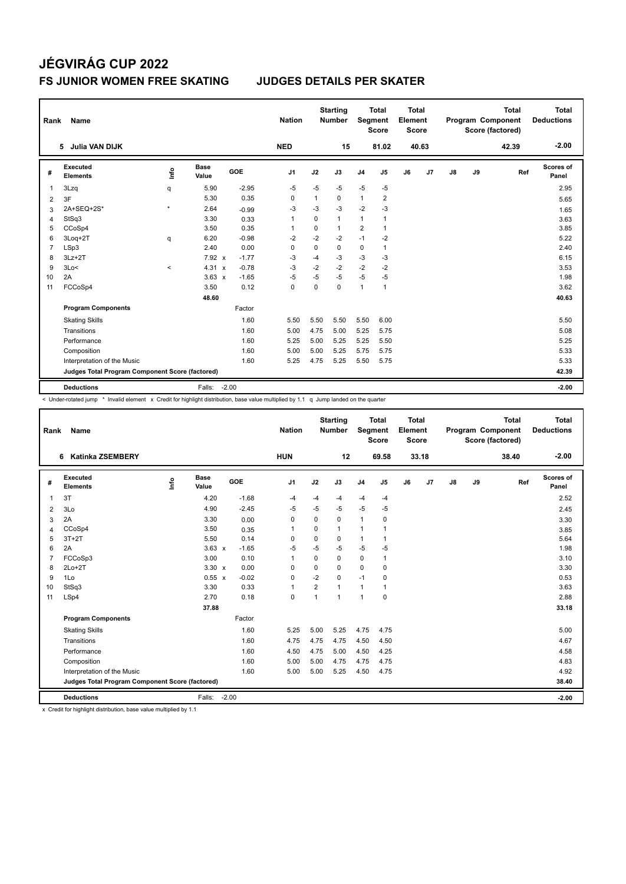# JÉGVIRÁG CUP 2022

## FS JUNIOR WOMEN FREE SKATING JUDGES DETAILS PER SKATER

| Rank | Name | Nation | Starting Number | Total Segment Score | Total Element Score | Total Program Component Score (factored) | Total Deductions |
|---|---|---|---|---|---|---|---|
| 5 | Julia VAN DIJK | NED | 15 | 81.02 | 40.63 | 42.39 | -2.00 |

| # | Executed Elements | Info | Base Value | | GOE | J1 | J2 | J3 | J4 | J5 | J6 | J7 | J8 | J9 | Ref | Scores of Panel |
|---|---|---|---|---|---|---|---|---|---|---|---|---|---|---|---|---|
| 1 | 3Lzq | q | 5.90 | | -2.95 | -5 | -5 | -5 | -5 | -5 | | | | | | 2.95 |
| 2 | 3F | | 5.30 | | 0.35 | 0 | 1 | 0 | 1 | 2 | | | | | | 5.65 |
| 3 | 2A+SEQ+2S* | * | 2.64 | | -0.99 | -3 | -3 | -3 | -2 | -3 | | | | | | 1.65 |
| 4 | StSq3 | | 3.30 | | 0.33 | 1 | 0 | 1 | 1 | 1 | | | | | | 3.63 |
| 5 | CCoSp4 | | 3.50 | | 0.35 | 1 | 0 | 1 | 2 | 1 | | | | | | 3.85 |
| 6 | 3Loq+2T | q | 6.20 | | -0.98 | -2 | -2 | -2 | -1 | -2 | | | | | | 5.22 |
| 7 | LSp3 | | 2.40 | | 0.00 | 0 | 0 | 0 | 0 | 1 | | | | | | 2.40 |
| 8 | 3Lz+2T | | 7.92 | x | -1.77 | -3 | -4 | -3 | -3 | -3 | | | | | | 6.15 |
| 9 | 3Lo< | < | 4.31 | x | -0.78 | -3 | -2 | -2 | -2 | -2 | | | | | | 3.53 |
| 10 | 2A | | 3.63 | x | -1.65 | -5 | -5 | -5 | -5 | -5 | | | | | | 1.98 |
| 11 | FCCoSp4 | | 3.50 | | 0.12 | 0 | 0 | 0 | 1 | 1 | | | | | | 3.62 |
| | | | 48.60 | | | | | | | | | | | | | 40.63 |

| Program Components | Factor | J1 | J2 | J3 | J4 | J5 | J6 | J7 | J8 | J9 | Scores of Panel |
|---|---|---|---|---|---|---|---|---|---|---|---|
| Skating Skills | 1.60 | 5.50 | 5.50 | 5.50 | 5.50 | 6.00 | | | | | 5.50 |
| Transitions | 1.60 | 5.00 | 4.75 | 5.00 | 5.25 | 5.75 | | | | | 5.08 |
| Performance | 1.60 | 5.25 | 5.00 | 5.25 | 5.25 | 5.50 | | | | | 5.25 |
| Composition | 1.60 | 5.00 | 5.00 | 5.25 | 5.75 | 5.75 | | | | | 5.33 |
| Interpretation of the Music | 1.60 | 5.25 | 4.75 | 5.25 | 5.50 | 5.75 | | | | | 5.33 |
| Judges Total Program Component Score (factored) | | | | | | | | | | | 42.39 |

| Deductions | Falls: -2.00 | -2.00 |
|---|---|---|

< Under-rotated jump * Invalid element x Credit for highlight distribution, base value multiplied by 1.1 q Jump landed on the quarter

| Rank | Name | Nation | Starting Number | Total Segment Score | Total Element Score | Total Program Component Score (factored) | Total Deductions |
|---|---|---|---|---|---|---|---|
| 6 | Katinka ZSEMBERY | HUN | 12 | 69.58 | 33.18 | 38.40 | -2.00 |

| # | Executed Elements | Info | Base Value | | GOE | J1 | J2 | J3 | J4 | J5 | J6 | J7 | J8 | J9 | Ref | Scores of Panel |
|---|---|---|---|---|---|---|---|---|---|---|---|---|---|---|---|---|
| 1 | 3T | | 4.20 | | -1.68 | -4 | -4 | -4 | -4 | -4 | | | | | | 2.52 |
| 2 | 3Lo | | 4.90 | | -2.45 | -5 | -5 | -5 | -5 | -5 | | | | | | 2.45 |
| 3 | 2A | | 3.30 | | 0.00 | 0 | 0 | 0 | 1 | 0 | | | | | | 3.30 |
| 4 | CCoSp4 | | 3.50 | | 0.35 | 1 | 0 | 1 | 1 | 1 | | | | | | 3.85 |
| 5 | 3T+2T | | 5.50 | | 0.14 | 0 | 0 | 0 | 1 | 1 | | | | | | 5.64 |
| 6 | 2A | | 3.63 | x | -1.65 | -5 | -5 | -5 | -5 | -5 | | | | | | 1.98 |
| 7 | FCCoSp3 | | 3.00 | | 0.10 | 1 | 0 | 0 | 0 | 1 | | | | | | 3.10 |
| 8 | 2Lo+2T | | 3.30 | x | 0.00 | 0 | 0 | 0 | 0 | 0 | | | | | | 3.30 |
| 9 | 1Lo | | 0.55 | x | -0.02 | 0 | -2 | 0 | -1 | 0 | | | | | | 0.53 |
| 10 | StSq3 | | 3.30 | | 0.33 | 1 | 2 | 1 | 1 | 1 | | | | | | 3.63 |
| 11 | LSp4 | | 2.70 | | 0.18 | 0 | 1 | 1 | 1 | 0 | | | | | | 2.88 |
| | | | 37.88 | | | | | | | | | | | | | 33.18 |

| Program Components | Factor | J1 | J2 | J3 | J4 | J5 | J6 | J7 | J8 | J9 | Scores of Panel |
|---|---|---|---|---|---|---|---|---|---|---|---|
| Skating Skills | 1.60 | 5.25 | 5.00 | 5.25 | 4.75 | 4.75 | | | | | 5.00 |
| Transitions | 1.60 | 4.75 | 4.75 | 4.75 | 4.50 | 4.50 | | | | | 4.67 |
| Performance | 1.60 | 4.50 | 4.75 | 5.00 | 4.50 | 4.25 | | | | | 4.58 |
| Composition | 1.60 | 5.00 | 5.00 | 4.75 | 4.75 | 4.75 | | | | | 4.83 |
| Interpretation of the Music | 1.60 | 5.00 | 5.00 | 5.25 | 4.50 | 4.75 | | | | | 4.92 |
| Judges Total Program Component Score (factored) | | | | | | | | | | | 38.40 |

| Deductions | Falls: -2.00 | -2.00 |
|---|---|---|

x Credit for highlight distribution, base value multiplied by 1.1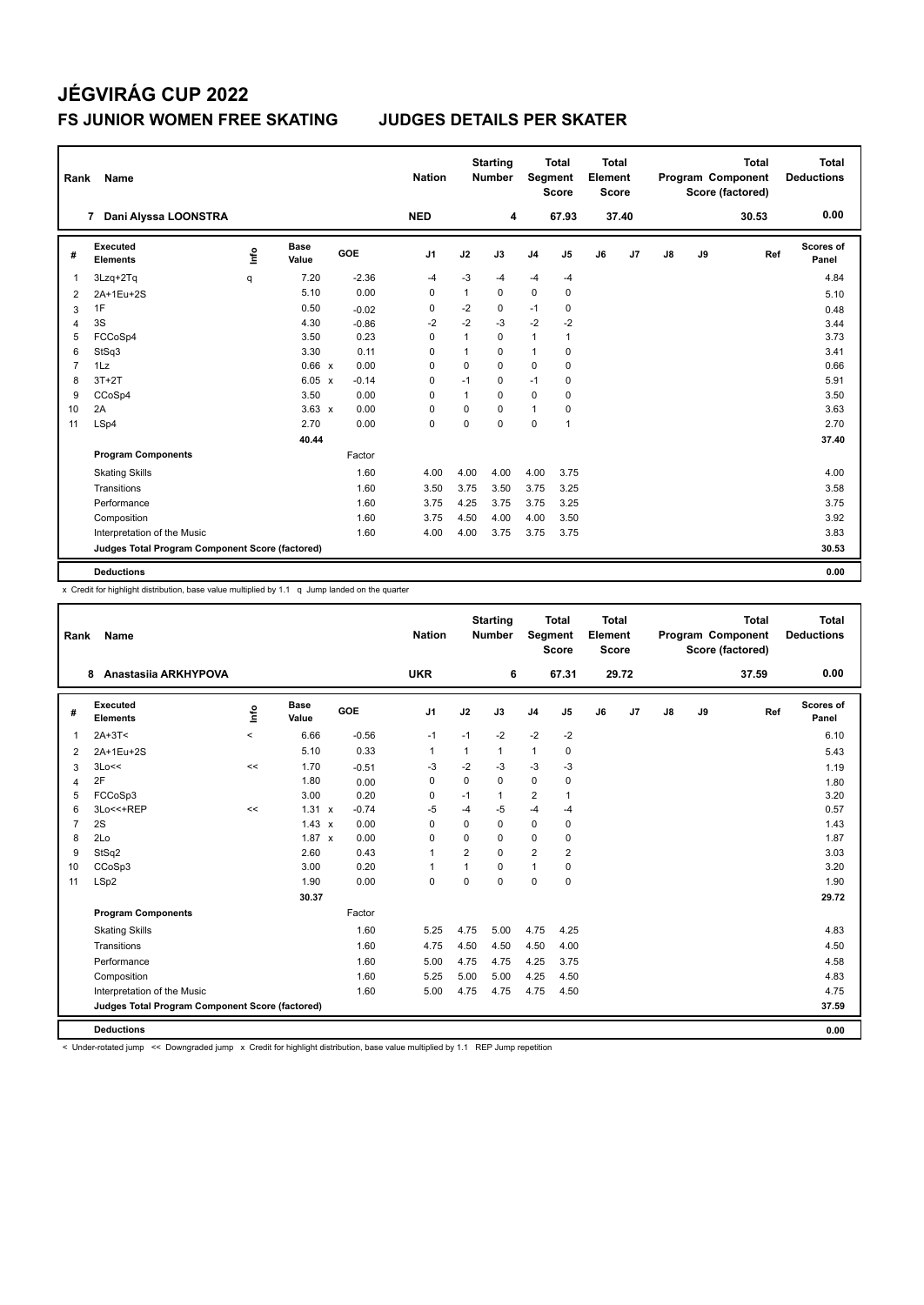# JÉGVIRÁG CUP 2022

## FS JUNIOR WOMEN FREE SKATING JUDGES DETAILS PER SKATER

| Rank | Name | Nation | Starting Number | Total Segment Score | Total Element Score | Total Program Component Score (factored) | Total Deductions |
|---|---|---|---|---|---|---|---|
| 7 | Dani Alyssa LOONSTRA | NED | 4 | 67.93 | 37.40 | 30.53 | 0.00 |

| # | Executed Elements | Info | Base Value | | GOE | J1 | J2 | J3 | J4 | J5 | J6 | J7 | J8 | J9 | Ref | Scores of Panel |
|---|---|---|---|---|---|---|---|---|---|---|---|---|---|---|---|---|
| 1 | 3Lzq+2Tq | q | 7.20 | | -2.36 | -4 | -3 | -4 | -4 | -4 | | | | | | 4.84 |
| 2 | 2A+1Eu+2S | | 5.10 | | 0.00 | 0 | 1 | 0 | 0 | 0 | | | | | | 5.10 |
| 3 | 1F | | 0.50 | | -0.02 | 0 | -2 | 0 | -1 | 0 | | | | | | 0.48 |
| 4 | 3S | | 4.30 | | -0.86 | -2 | -2 | -3 | -2 | -2 | | | | | | 3.44 |
| 5 | FCCoSp4 | | 3.50 | | 0.23 | 0 | 1 | 0 | 1 | 1 | | | | | | 3.73 |
| 6 | StSq3 | | 3.30 | | 0.11 | 0 | 1 | 0 | 1 | 0 | | | | | | 3.41 |
| 7 | 1Lz | | 0.66 | x | 0.00 | 0 | 0 | 0 | 0 | 0 | | | | | | 0.66 |
| 8 | 3T+2T | | 6.05 | x | -0.14 | 0 | -1 | 0 | -1 | 0 | | | | | | 5.91 |
| 9 | CCoSp4 | | 3.50 | | 0.00 | 0 | 1 | 0 | 0 | 0 | | | | | | 3.50 |
| 10 | 2A | | 3.63 | x | 0.00 | 0 | 0 | 0 | 1 | 0 | | | | | | 3.63 |
| 11 | LSp4 | | 2.70 | | 0.00 | 0 | 0 | 0 | 0 | 1 | | | | | | 2.70 |
| | | | 40.44 | | | | | | | | | | | | | 37.40 |
| | **Program Components** | | | | Factor | | | | | | | | | | | |
| | Skating Skills | | | | 1.60 | 4.00 | 4.00 | 4.00 | 4.00 | 3.75 | | | | | | 4.00 |
| | Transitions | | | | 1.60 | 3.50 | 3.75 | 3.50 | 3.75 | 3.25 | | | | | | 3.58 |
| | Performance | | | | 1.60 | 3.75 | 4.25 | 3.75 | 3.75 | 3.25 | | | | | | 3.75 |
| | Composition | | | | 1.60 | 3.75 | 4.50 | 4.00 | 4.00 | 3.50 | | | | | | 3.92 |
| | Interpretation of the Music | | | | 1.60 | 4.00 | 4.00 | 3.75 | 3.75 | 3.75 | | | | | | 3.83 |
| | **Judges Total Program Component Score (factored)** | | | | | | | | | | | | | | | 30.53 |
| | **Deductions** | | | | | | | | | | | | | | | 0.00 |

x Credit for highlight distribution, base value multiplied by 1.1 q Jump landed on the quarter

| Rank | Name | Nation | Starting Number | Total Segment Score | Total Element Score | Total Program Component Score (factored) | Total Deductions |
|---|---|---|---|---|---|---|---|
| 8 | Anastasiia ARKHYPOVA | UKR | 6 | 67.31 | 29.72 | 37.59 | 0.00 |

| # | Executed Elements | Info | Base Value | | GOE | J1 | J2 | J3 | J4 | J5 | J6 | J7 | J8 | J9 | Ref | Scores of Panel |
|---|---|---|---|---|---|---|---|---|---|---|---|---|---|---|---|---|
| 1 | 2A+3T< | < | 6.66 | | -0.56 | -1 | -1 | -2 | -2 | -2 | | | | | | 6.10 |
| 2 | 2A+1Eu+2S | | 5.10 | | 0.33 | 1 | 1 | 1 | 1 | 0 | | | | | | 5.43 |
| 3 | 3Lo<< | << | 1.70 | | -0.51 | -3 | -2 | -3 | -3 | -3 | | | | | | 1.19 |
| 4 | 2F | | 1.80 | | 0.00 | 0 | 0 | 0 | 0 | 0 | | | | | | 1.80 |
| 5 | FCCoSp3 | | 3.00 | | 0.20 | 0 | -1 | 1 | 2 | 1 | | | | | | 3.20 |
| 6 | 3Lo<<+REP | << | 1.31 | x | -0.74 | -5 | -4 | -5 | -4 | -4 | | | | | | 0.57 |
| 7 | 2S | | 1.43 | x | 0.00 | 0 | 0 | 0 | 0 | 0 | | | | | | 1.43 |
| 8 | 2Lo | | 1.87 | x | 0.00 | 0 | 0 | 0 | 0 | 0 | | | | | | 1.87 |
| 9 | StSq2 | | 2.60 | | 0.43 | 1 | 2 | 0 | 2 | 2 | | | | | | 3.03 |
| 10 | CCoSp3 | | 3.00 | | 0.20 | 1 | 1 | 0 | 1 | 0 | | | | | | 3.20 |
| 11 | LSp2 | | 1.90 | | 0.00 | 0 | 0 | 0 | 0 | 0 | | | | | | 1.90 |
| | | | 30.37 | | | | | | | | | | | | | 29.72 |
| | **Program Components** | | | | Factor | | | | | | | | | | | |
| | Skating Skills | | | | 1.60 | 5.25 | 4.75 | 5.00 | 4.75 | 4.25 | | | | | | 4.83 |
| | Transitions | | | | 1.60 | 4.75 | 4.50 | 4.50 | 4.50 | 4.00 | | | | | | 4.50 |
| | Performance | | | | 1.60 | 5.00 | 4.75 | 4.75 | 4.25 | 3.75 | | | | | | 4.58 |
| | Composition | | | | 1.60 | 5.25 | 5.00 | 5.00 | 4.25 | 4.50 | | | | | | 4.83 |
| | Interpretation of the Music | | | | 1.60 | 5.00 | 4.75 | 4.75 | 4.75 | 4.50 | | | | | | 4.75 |
| | **Judges Total Program Component Score (factored)** | | | | | | | | | | | | | | | 37.59 |
| | **Deductions** | | | | | | | | | | | | | | | 0.00 |

< Under-rotated jump << Downgraded jump x Credit for highlight distribution, base value multiplied by 1.1 REP Jump repetition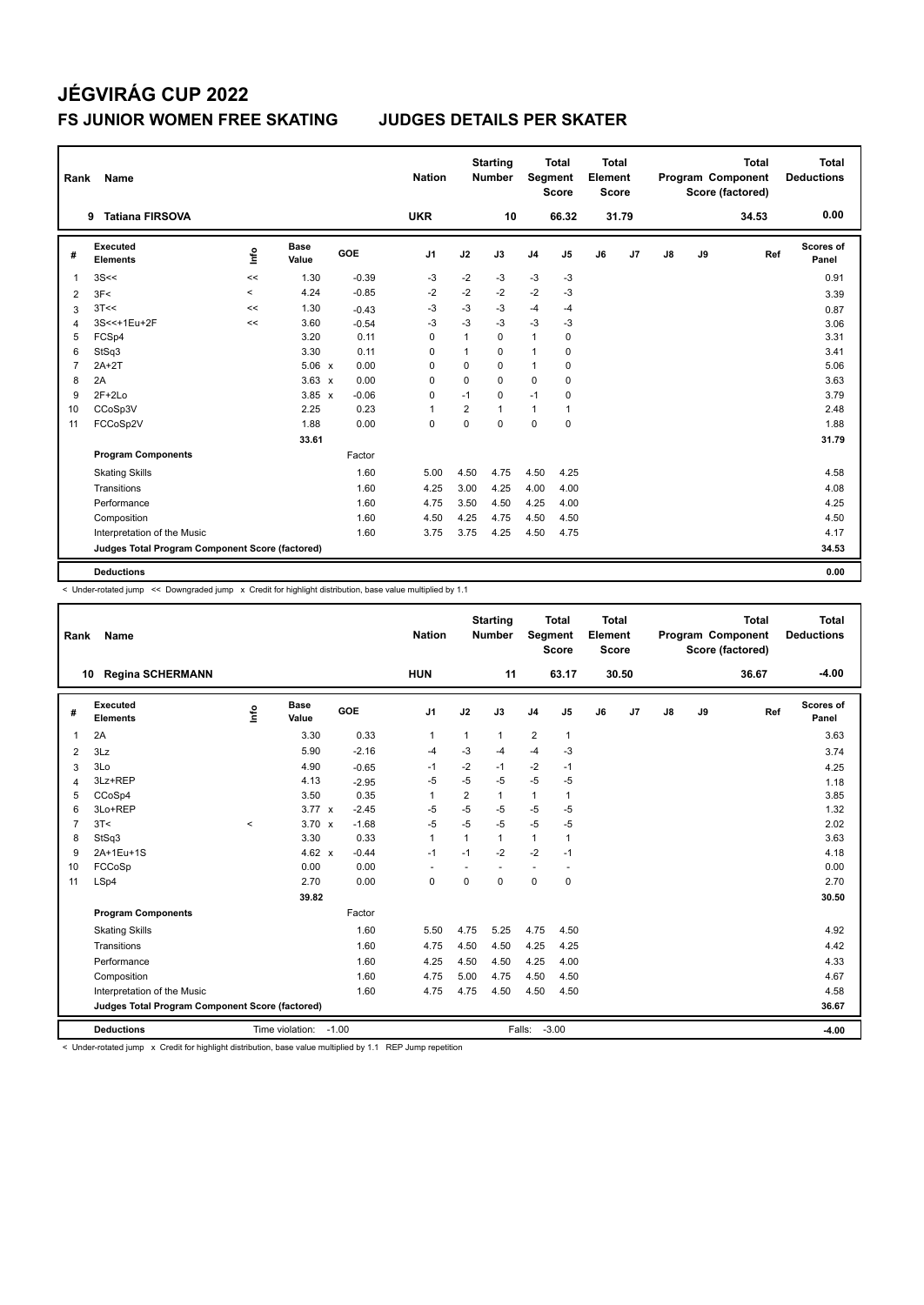# JÉGVIRÁG CUP 2022

## FS JUNIOR WOMEN FREE SKATING JUDGES DETAILS PER SKATER

| Rank | Name | Nation | Starting Number | Total Segment Score | Total Element Score | Total Program Component Score (factored) | Total Deductions |
|---|---|---|---|---|---|---|---|
| 9 | Tatiana FIRSOVA | UKR | 10 | 66.32 | 31.79 | 34.53 | 0.00 |

| # | Executed Elements | Info | Base Value | | GOE | J1 | J2 | J3 | J4 | J5 | J6 | J7 | J8 | J9 | Ref | Scores of Panel |
|---|---|---|---|---|---|---|---|---|---|---|---|---|---|---|---|---|
| 1 | 3S<< | << | 1.30 | | -0.39 | -3 | -2 | -3 | -3 | -3 | | | | | | 0.91 |
| 2 | 3F< | < | 4.24 | | -0.85 | -2 | -2 | -2 | -2 | -3 | | | | | | 3.39 |
| 3 | 3T<< | << | 1.30 | | -0.43 | -3 | -3 | -3 | -4 | -4 | | | | | | 0.87 |
| 4 | 3S<<+1Eu+2F | << | 3.60 | | -0.54 | -3 | -3 | -3 | -3 | -3 | | | | | | 3.06 |
| 5 | FCSp4 | | 3.20 | | 0.11 | 0 | 1 | 0 | 1 | 0 | | | | | | 3.31 |
| 6 | StSq3 | | 3.30 | | 0.11 | 0 | 1 | 0 | 1 | 0 | | | | | | 3.41 |
| 7 | 2A+2T | | 5.06 | x | 0.00 | 0 | 0 | 0 | 1 | 0 | | | | | | 5.06 |
| 8 | 2A | | 3.63 | x | 0.00 | 0 | 0 | 0 | 0 | 0 | | | | | | 3.63 |
| 9 | 2F+2Lo | | 3.85 | x | -0.06 | 0 | -1 | 0 | -1 | 0 | | | | | | 3.79 |
| 10 | CCoSp3V | | 2.25 | | 0.23 | 1 | 2 | 1 | 1 | 1 | | | | | | 2.48 |
| 11 | FCCoSp2V | | 1.88 | | 0.00 | 0 | 0 | 0 | 0 | 0 | | | | | | 1.88 |
| | | | 33.61 | | | | | | | | | | | | | 31.79 |

| Program Components | Factor | J1 | J2 | J3 | J4 | J5 | J6 | J7 | J8 | J9 | Scores of Panel |
|---|---|---|---|---|---|---|---|---|---|---|---|
| Skating Skills | 1.60 | 5.00 | 4.50 | 4.75 | 4.50 | 4.25 | | | | | 4.58 |
| Transitions | 1.60 | 4.25 | 3.00 | 4.25 | 4.00 | 4.00 | | | | | 4.08 |
| Performance | 1.60 | 4.75 | 3.50 | 4.50 | 4.25 | 4.00 | | | | | 4.25 |
| Composition | 1.60 | 4.50 | 4.25 | 4.75 | 4.50 | 4.50 | | | | | 4.50 |
| Interpretation of the Music | 1.60 | 3.75 | 3.75 | 4.25 | 4.50 | 4.75 | | | | | 4.17 |
| Judges Total Program Component Score (factored) | | | | | | | | | | | 34.53 |

| Deductions | | 0.00 |
|---|---|---|

< Under-rotated jump << Downgraded jump x Credit for highlight distribution, base value multiplied by 1.1

| Rank | Name | Nation | Starting Number | Total Segment Score | Total Element Score | Total Program Component Score (factored) | Total Deductions |
|---|---|---|---|---|---|---|---|
| 10 | Regina SCHERMANN | HUN | 11 | 63.17 | 30.50 | 36.67 | -4.00 |

| # | Executed Elements | Info | Base Value | | GOE | J1 | J2 | J3 | J4 | J5 | J6 | J7 | J8 | J9 | Ref | Scores of Panel |
|---|---|---|---|---|---|---|---|---|---|---|---|---|---|---|---|---|
| 1 | 2A | | 3.30 | | 0.33 | 1 | 1 | 1 | 2 | 1 | | | | | | 3.63 |
| 2 | 3Lz | | 5.90 | | -2.16 | -4 | -3 | -4 | -4 | -3 | | | | | | 3.74 |
| 3 | 3Lo | | 4.90 | | -0.65 | -1 | -2 | -1 | -2 | -1 | | | | | | 4.25 |
| 4 | 3Lz+REP | | 4.13 | | -2.95 | -5 | -5 | -5 | -5 | -5 | | | | | | 1.18 |
| 5 | CCoSp4 | | 3.50 | | 0.35 | 1 | 2 | 1 | 1 | 1 | | | | | | 3.85 |
| 6 | 3Lo+REP | | 3.77 | x | -2.45 | -5 | -5 | -5 | -5 | -5 | | | | | | 1.32 |
| 7 | 3T< | < | 3.70 | x | -1.68 | -5 | -5 | -5 | -5 | -5 | | | | | | 2.02 |
| 8 | StSq3 | | 3.30 | | 0.33 | 1 | 1 | 1 | 1 | 1 | | | | | | 3.63 |
| 9 | 2A+1Eu+1S | | 4.62 | x | -0.44 | -1 | -1 | -2 | -2 | -1 | | | | | | 4.18 |
| 10 | FCCoSp | | 0.00 | | 0.00 | - | - | - | - | - | | | | | | 0.00 |
| 11 | LSp4 | | 2.70 | | 0.00 | 0 | 0 | 0 | 0 | 0 | | | | | | 2.70 |
| | | | 39.82 | | | | | | | | | | | | | 30.50 |

| Program Components | Factor | J1 | J2 | J3 | J4 | J5 | J6 | J7 | J8 | J9 | Scores of Panel |
|---|---|---|---|---|---|---|---|---|---|---|---|
| Skating Skills | 1.60 | 5.50 | 4.75 | 5.25 | 4.75 | 4.50 | | | | | 4.92 |
| Transitions | 1.60 | 4.75 | 4.50 | 4.50 | 4.25 | 4.25 | | | | | 4.42 |
| Performance | 1.60 | 4.25 | 4.50 | 4.50 | 4.25 | 4.00 | | | | | 4.33 |
| Composition | 1.60 | 4.75 | 5.00 | 4.75 | 4.50 | 4.50 | | | | | 4.67 |
| Interpretation of the Music | 1.60 | 4.75 | 4.75 | 4.50 | 4.50 | 4.50 | | | | | 4.58 |
| Judges Total Program Component Score (factored) | | | | | | | | | | | 36.67 |

| Deductions | Time violation: -1.00 | Falls: -3.00 | -4.00 |
|---|---|---|---|

< Under-rotated jump x Credit for highlight distribution, base value multiplied by 1.1 REP Jump repetition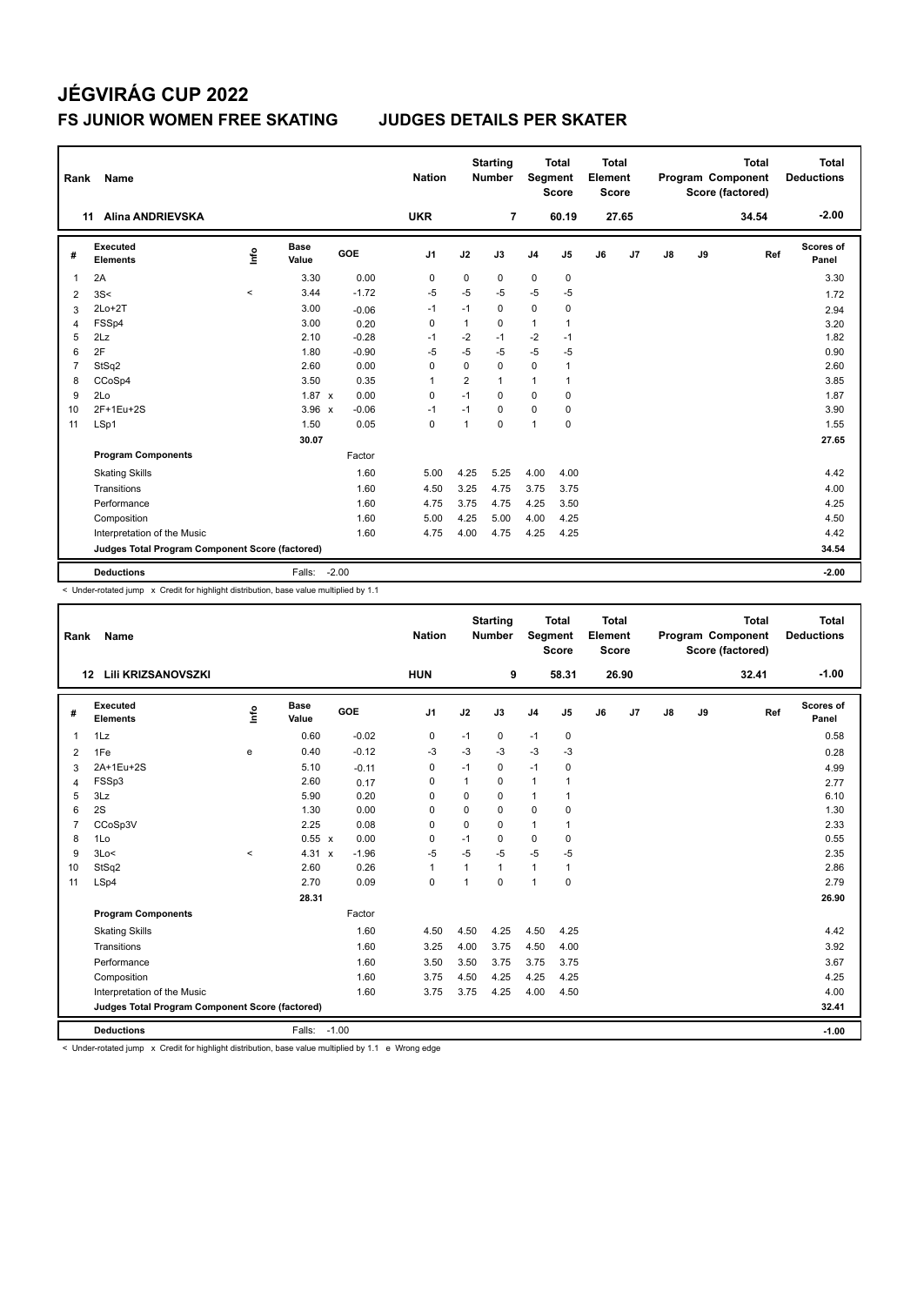# JÉGVIRÁG CUP 2022

## FS JUNIOR WOMEN FREE SKATING JUDGES DETAILS PER SKATER

| Rank | Name | Nation | Starting Number | Total Segment Score | Total Element Score | Total Program Component Score (factored) | Total Deductions |
|---|---|---|---|---|---|---|---|
| 11 | Alina ANDRIEVSKA | UKR | 7 | 60.19 | 27.65 | 34.54 | -2.00 |

| # | Executed Elements | Info | Base Value | | GOE | J1 | J2 | J3 | J4 | J5 | J6 | J7 | J8 | J9 | Ref | Scores of Panel |
|---|---|---|---|---|---|---|---|---|---|---|---|---|---|---|---|---|
| 1 | 2A | | 3.30 | | 0.00 | 0 | 0 | 0 | 0 | 0 | | | | | | 3.30 |
| 2 | 3S< | < | 3.44 | | -1.72 | -5 | -5 | -5 | -5 | -5 | | | | | | 1.72 |
| 3 | 2Lo+2T | | 3.00 | | -0.06 | -1 | -1 | 0 | 0 | 0 | | | | | | 2.94 |
| 4 | FSSp4 | | 3.00 | | 0.20 | 0 | 1 | 0 | 1 | 1 | | | | | | 3.20 |
| 5 | 2Lz | | 2.10 | | -0.28 | -1 | -2 | -1 | -2 | -1 | | | | | | 1.82 |
| 6 | 2F | | 1.80 | | -0.90 | -5 | -5 | -5 | -5 | -5 | | | | | | 0.90 |
| 7 | StSq2 | | 2.60 | | 0.00 | 0 | 0 | 0 | 0 | 1 | | | | | | 2.60 |
| 8 | CCoSp4 | | 3.50 | | 0.35 | 1 | 2 | 1 | 1 | 1 | | | | | | 3.85 |
| 9 | 2Lo | | 1.87 | x | 0.00 | 0 | -1 | 0 | 0 | 0 | | | | | | 1.87 |
| 10 | 2F+1Eu+2S | | 3.96 | x | -0.06 | -1 | -1 | 0 | 0 | 0 | | | | | | 3.90 |
| 11 | LSp1 | | 1.50 | | 0.05 | 0 | 1 | 0 | 1 | 0 | | | | | | 1.55 |
| | | | 30.07 | | | | | | | | | | | | | 27.65 |
| | **Program Components** | | | | Factor | | | | | | | | | | | |
| | Skating Skills | | | | 1.60 | 5.00 | 4.25 | 5.25 | 4.00 | 4.00 | | | | | | 4.42 |
| | Transitions | | | | 1.60 | 4.50 | 3.25 | 4.75 | 3.75 | 3.75 | | | | | | 4.00 |
| | Performance | | | | 1.60 | 4.75 | 3.75 | 4.75 | 4.25 | 3.50 | | | | | | 4.25 |
| | Composition | | | | 1.60 | 5.00 | 4.25 | 5.00 | 4.00 | 4.25 | | | | | | 4.50 |
| | Interpretation of the Music | | | | 1.60 | 4.75 | 4.00 | 4.75 | 4.25 | 4.25 | | | | | | 4.42 |
| | **Judges Total Program Component Score (factored)** | | | | | | | | | | | | | | | **34.54** |
| | **Deductions** | | Falls: | -2.00 | | | | | | | | | | | | **-2.00** |

< Under-rotated jump x Credit for highlight distribution, base value multiplied by 1.1

| Rank | Name | Nation | Starting Number | Total Segment Score | Total Element Score | Total Program Component Score (factored) | Total Deductions |
|---|---|---|---|---|---|---|---|
| 12 | Lili KRIZSANOVSZKI | HUN | 9 | 58.31 | 26.90 | 32.41 | -1.00 |

| # | Executed Elements | Info | Base Value | | GOE | J1 | J2 | J3 | J4 | J5 | J6 | J7 | J8 | J9 | Ref | Scores of Panel |
|---|---|---|---|---|---|---|---|---|---|---|---|---|---|---|---|---|
| 1 | 1Lz | | 0.60 | | -0.02 | 0 | -1 | 0 | -1 | 0 | | | | | | 0.58 |
| 2 | 1Fe | e | 0.40 | | -0.12 | -3 | -3 | -3 | -3 | -3 | | | | | | 0.28 |
| 3 | 2A+1Eu+2S | | 5.10 | | -0.11 | 0 | -1 | 0 | -1 | 0 | | | | | | 4.99 |
| 4 | FSSp3 | | 2.60 | | 0.17 | 0 | 1 | 0 | 1 | 1 | | | | | | 2.77 |
| 5 | 3Lz | | 5.90 | | 0.20 | 0 | 0 | 0 | 1 | 1 | | | | | | 6.10 |
| 6 | 2S | | 1.30 | | 0.00 | 0 | 0 | 0 | 0 | 0 | | | | | | 1.30 |
| 7 | CCoSp3V | | 2.25 | | 0.08 | 0 | 0 | 0 | 1 | 1 | | | | | | 2.33 |
| 8 | 1Lo | | 0.55 | x | 0.00 | 0 | -1 | 0 | 0 | 0 | | | | | | 0.55 |
| 9 | 3Lo< | < | 4.31 | x | -1.96 | -5 | -5 | -5 | -5 | -5 | | | | | | 2.35 |
| 10 | StSq2 | | 2.60 | | 0.26 | 1 | 1 | 1 | 1 | 1 | | | | | | 2.86 |
| 11 | LSp4 | | 2.70 | | 0.09 | 0 | 1 | 0 | 1 | 0 | | | | | | 2.79 |
| | | | 28.31 | | | | | | | | | | | | | 26.90 |
| | **Program Components** | | | | Factor | | | | | | | | | | | |
| | Skating Skills | | | | 1.60 | 4.50 | 4.50 | 4.25 | 4.50 | 4.25 | | | | | | 4.42 |
| | Transitions | | | | 1.60 | 3.25 | 4.00 | 3.75 | 4.50 | 4.00 | | | | | | 3.92 |
| | Performance | | | | 1.60 | 3.50 | 3.50 | 3.75 | 3.75 | 3.75 | | | | | | 3.67 |
| | Composition | | | | 1.60 | 3.75 | 4.50 | 4.25 | 4.25 | 4.25 | | | | | | 4.25 |
| | Interpretation of the Music | | | | 1.60 | 3.75 | 3.75 | 4.25 | 4.00 | 4.50 | | | | | | 4.00 |
| | **Judges Total Program Component Score (factored)** | | | | | | | | | | | | | | | **32.41** |
| | **Deductions** | | Falls: | -1.00 | | | | | | | | | | | | **-1.00** |

< Under-rotated jump x Credit for highlight distribution, base value multiplied by 1.1 e Wrong edge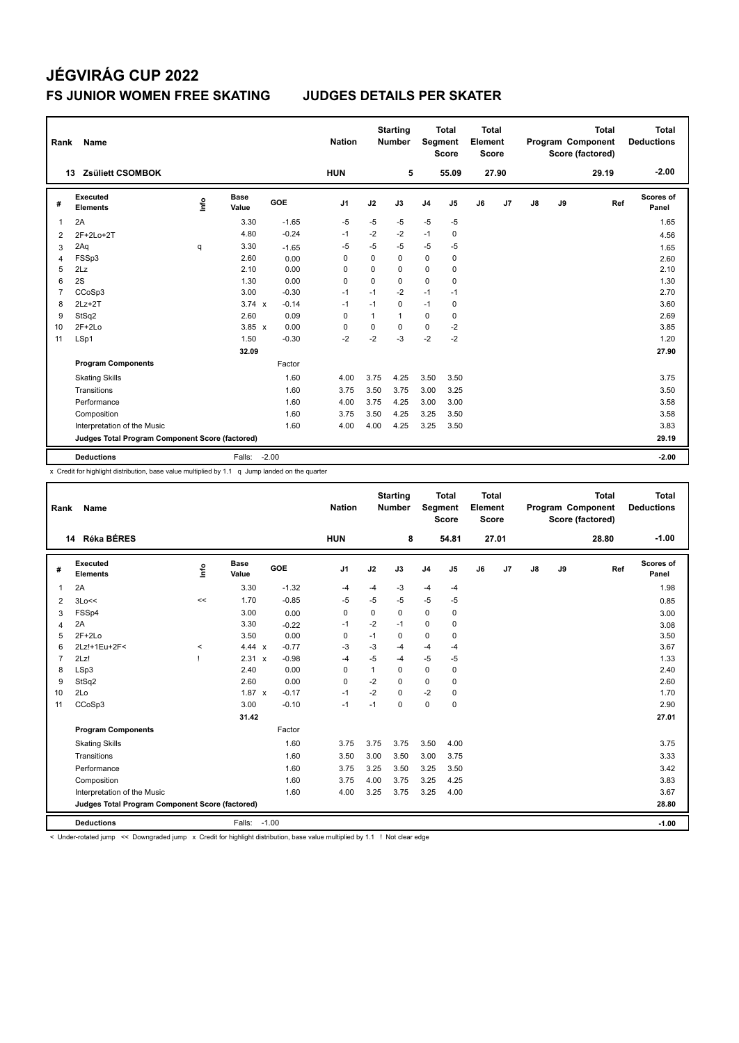# JÉGVIRÁG CUP 2022

## FS JUNIOR WOMEN FREE SKATING JUDGES DETAILS PER SKATER

| Rank | Name | Nation | Starting Number | Total Segment Score | Total Element Score | Total Program Component Score (factored) | Total Deductions |
|---|---|---|---|---|---|---|---|
| 13 | Zsüliett CSOMBOK | HUN | 5 | 55.09 | 27.90 | 29.19 | -2.00 |

| # | Executed Elements | Info | Base Value | | GOE | J1 | J2 | J3 | J4 | J5 | J6 | J7 | J8 | J9 | Ref | Scores of Panel |
|---|---|---|---|---|---|---|---|---|---|---|---|---|---|---|---|---|
| 1 | 2A | | 3.30 | | -1.65 | -5 | -5 | -5 | -5 | -5 | | | | | | 1.65 |
| 2 | 2F+2Lo+2T | | 4.80 | | -0.24 | -1 | -2 | -2 | -1 | 0 | | | | | | 4.56 |
| 3 | 2Aq | q | 3.30 | | -1.65 | -5 | -5 | -5 | -5 | -5 | | | | | | 1.65 |
| 4 | FSSp3 | | 2.60 | | 0.00 | 0 | 0 | 0 | 0 | 0 | | | | | | 2.60 |
| 5 | 2Lz | | 2.10 | | 0.00 | 0 | 0 | 0 | 0 | 0 | | | | | | 2.10 |
| 6 | 2S | | 1.30 | | 0.00 | 0 | 0 | 0 | 0 | 0 | | | | | | 1.30 |
| 7 | CCoSp3 | | 3.00 | | -0.30 | -1 | -1 | -2 | -1 | -1 | | | | | | 2.70 |
| 8 | 2Lz+2T | | 3.74 | x | -0.14 | -1 | -1 | 0 | -1 | 0 | | | | | | 3.60 |
| 9 | StSq2 | | 2.60 | | 0.09 | 0 | 1 | 1 | 0 | 0 | | | | | | 2.69 |
| 10 | 2F+2Lo | | 3.85 | x | 0.00 | 0 | 0 | 0 | 0 | -2 | | | | | | 3.85 |
| 11 | LSp1 | | 1.50 | | -0.30 | -2 | -2 | -3 | -2 | -2 | | | | | | 1.20 |
| | | | 32.09 | | | | | | | | | | | | | 27.90 |
| | **Program Components** | | | | Factor | | | | | | | | | | | |
| | Skating Skills | | | | 1.60 | 4.00 | 3.75 | 4.25 | 3.50 | 3.50 | | | | | | 3.75 |
| | Transitions | | | | 1.60 | 3.75 | 3.50 | 3.75 | 3.00 | 3.25 | | | | | | 3.50 |
| | Performance | | | | 1.60 | 4.00 | 3.75 | 4.25 | 3.00 | 3.00 | | | | | | 3.58 |
| | Composition | | | | 1.60 | 3.75 | 3.50 | 4.25 | 3.25 | 3.50 | | | | | | 3.58 |
| | Interpretation of the Music | | | | 1.60 | 4.00 | 4.00 | 4.25 | 3.25 | 3.50 | | | | | | 3.83 |
| | **Judges Total Program Component Score (factored)** | | | | | | | | | | | | | | | 29.19 |
| | **Deductions** | | Falls: | -2.00 | | | | | | | | | | | | -2.00 |

x Credit for highlight distribution, base value multiplied by 1.1 q Jump landed on the quarter

| Rank | Name | Nation | Starting Number | Total Segment Score | Total Element Score | Total Program Component Score (factored) | Total Deductions |
|---|---|---|---|---|---|---|---|
| 14 | Réka BÉRES | HUN | 8 | 54.81 | 27.01 | 28.80 | -1.00 |

| # | Executed Elements | Info | Base Value | | GOE | J1 | J2 | J3 | J4 | J5 | J6 | J7 | J8 | J9 | Ref | Scores of Panel |
|---|---|---|---|---|---|---|---|---|---|---|---|---|---|---|---|---|
| 1 | 2A | | 3.30 | | -1.32 | -4 | -4 | -3 | -4 | -4 | | | | | | 1.98 |
| 2 | 3Lo<< | << | 1.70 | | -0.85 | -5 | -5 | -5 | -5 | -5 | | | | | | 0.85 |
| 3 | FSSp4 | | 3.00 | | 0.00 | 0 | 0 | 0 | 0 | 0 | | | | | | 3.00 |
| 4 | 2A | | 3.30 | | -0.22 | -1 | -2 | -1 | 0 | 0 | | | | | | 3.08 |
| 5 | 2F+2Lo | | 3.50 | | 0.00 | 0 | -1 | 0 | 0 | 0 | | | | | | 3.50 |
| 6 | 2Lz!+1Eu+2F< | < | 4.44 | x | -0.77 | -3 | -3 | -4 | -4 | -4 | | | | | | 3.67 |
| 7 | 2Lz! | ! | 2.31 | x | -0.98 | -4 | -5 | -4 | -5 | -5 | | | | | | 1.33 |
| 8 | LSp3 | | 2.40 | | 0.00 | 0 | 1 | 0 | 0 | 0 | | | | | | 2.40 |
| 9 | StSq2 | | 2.60 | | 0.00 | 0 | -2 | 0 | 0 | 0 | | | | | | 2.60 |
| 10 | 2Lo | | 1.87 | x | -0.17 | -1 | -2 | 0 | -2 | 0 | | | | | | 1.70 |
| 11 | CCoSp3 | | 3.00 | | -0.10 | -1 | -1 | 0 | 0 | 0 | | | | | | 2.90 |
| | | | 31.42 | | | | | | | | | | | | | 27.01 |
| | **Program Components** | | | | Factor | | | | | | | | | | | |
| | Skating Skills | | | | 1.60 | 3.75 | 3.75 | 3.75 | 3.50 | 4.00 | | | | | | 3.75 |
| | Transitions | | | | 1.60 | 3.50 | 3.00 | 3.50 | 3.00 | 3.75 | | | | | | 3.33 |
| | Performance | | | | 1.60 | 3.75 | 3.25 | 3.50 | 3.25 | 3.50 | | | | | | 3.42 |
| | Composition | | | | 1.60 | 3.75 | 4.00 | 3.75 | 3.25 | 4.25 | | | | | | 3.83 |
| | Interpretation of the Music | | | | 1.60 | 4.00 | 3.25 | 3.75 | 3.25 | 4.00 | | | | | | 3.67 |
| | **Judges Total Program Component Score (factored)** | | | | | | | | | | | | | | | 28.80 |
| | **Deductions** | | Falls: | -1.00 | | | | | | | | | | | | -1.00 |

< Under-rotated jump << Downgraded jump x Credit for highlight distribution, base value multiplied by 1.1 ! Not clear edge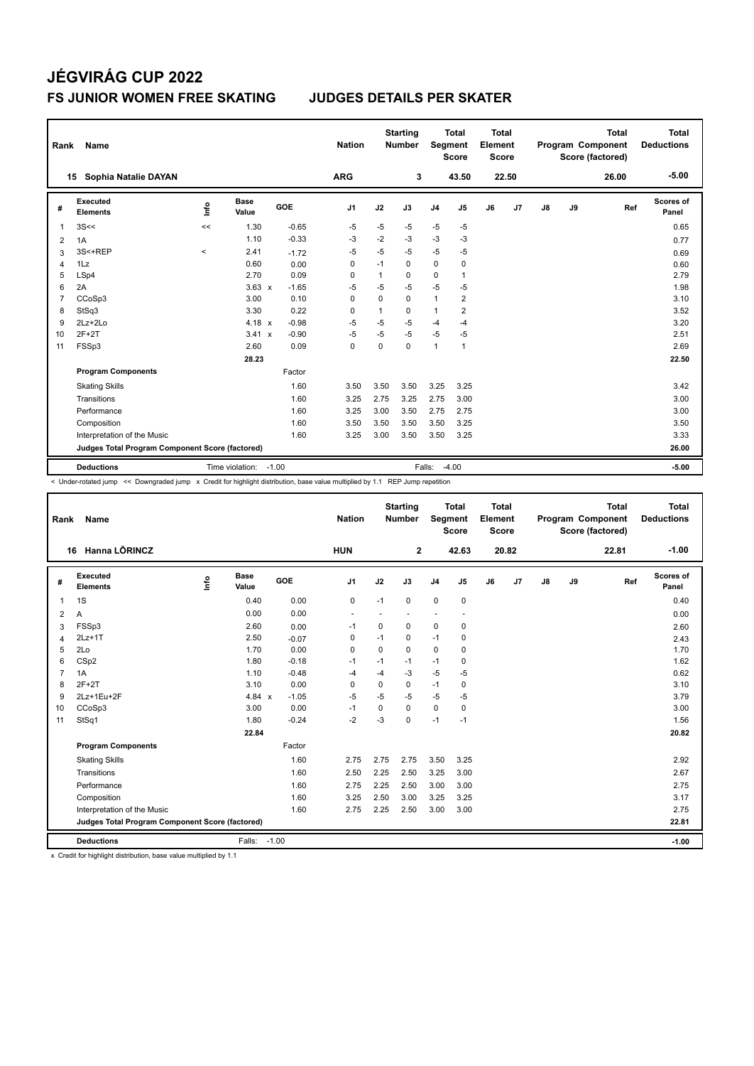# JÉGVIRÁG CUP 2022

## FS JUNIOR WOMEN FREE SKATING JUDGES DETAILS PER SKATER

| Rank | Name | Nation | Starting Number | Total Segment Score | Total Element Score | Total Program Component Score (factored) | Total Deductions |
|---|---|---|---|---|---|---|---|
| 15 | Sophia Natalie DAYAN | ARG | 3 | 43.50 | 22.50 | 26.00 | -5.00 |

| # | Executed Elements | Info | Base Value | | GOE | J1 | J2 | J3 | J4 | J5 | J6 | J7 | J8 | J9 | Ref | Scores of Panel |
|---|---|---|---|---|---|---|---|---|---|---|---|---|---|---|---|---|
| 1 | 3S<< | << | 1.30 | | -0.65 | -5 | -5 | -5 | -5 | -5 | | | | | | 0.65 |
| 2 | 1A | | 1.10 | | -0.33 | -3 | -2 | -3 | -3 | -3 | | | | | | 0.77 |
| 3 | 3S<+REP | < | 2.41 | | -1.72 | -5 | -5 | -5 | -5 | -5 | | | | | | 0.69 |
| 4 | 1Lz | | 0.60 | | 0.00 | 0 | -1 | 0 | 0 | 0 | | | | | | 0.60 |
| 5 | LSp4 | | 2.70 | | 0.09 | 0 | 1 | 0 | 0 | 1 | | | | | | 2.79 |
| 6 | 2A | | 3.63 | x | -1.65 | -5 | -5 | -5 | -5 | -5 | | | | | | 1.98 |
| 7 | CCoSp3 | | 3.00 | | 0.10 | 0 | 0 | 0 | 1 | 2 | | | | | | 3.10 |
| 8 | StSq3 | | 3.30 | | 0.22 | 0 | 1 | 0 | 1 | 2 | | | | | | 3.52 |
| 9 | 2Lz+2Lo | | 4.18 | x | -0.98 | -5 | -5 | -5 | -4 | -4 | | | | | | 3.20 |
| 10 | 2F+2T | | 3.41 | x | -0.90 | -5 | -5 | -5 | -5 | -5 | | | | | | 2.51 |
| 11 | FSSp3 | | 2.60 | | 0.09 | 0 | 0 | 0 | 1 | 1 | | | | | | 2.69 |
| | | | 28.23 | | | | | | | | | | | | | 22.50 |
| | **Program Components** | | | | Factor | | | | | | | | | | | |
| | Skating Skills | | | | 1.60 | 3.50 | 3.50 | 3.50 | 3.25 | 3.25 | | | | | | 3.42 |
| | Transitions | | | | 1.60 | 3.25 | 2.75 | 3.25 | 2.75 | 3.00 | | | | | | 3.00 |
| | Performance | | | | 1.60 | 3.25 | 3.00 | 3.50 | 2.75 | 2.75 | | | | | | 3.00 |
| | Composition | | | | 1.60 | 3.50 | 3.50 | 3.50 | 3.50 | 3.25 | | | | | | 3.50 |
| | Interpretation of the Music | | | | 1.60 | 3.25 | 3.00 | 3.50 | 3.50 | 3.25 | | | | | | 3.33 |
| | **Judges Total Program Component Score (factored)** | | | | | | | | | | | | | | | 26.00 |
| | **Deductions** | | Time violation: -1.00 | | | | | | Falls: -4.00 | | | | | | | -5.00 |

< Under-rotated jump << Downgraded jump x Credit for highlight distribution, base value multiplied by 1.1 REP Jump repetition

| Rank | Name | Nation | Starting Number | Total Segment Score | Total Element Score | Total Program Component Score (factored) | Total Deductions |
|---|---|---|---|---|---|---|---|
| 16 | Hanna LŐRINCZ | HUN | 2 | 42.63 | 20.82 | 22.81 | -1.00 |

| # | Executed Elements | Info | Base Value | | GOE | J1 | J2 | J3 | J4 | J5 | J6 | J7 | J8 | J9 | Ref | Scores of Panel |
|---|---|---|---|---|---|---|---|---|---|---|---|---|---|---|---|---|
| 1 | 1S | | 0.40 | | 0.00 | 0 | -1 | 0 | 0 | 0 | | | | | | 0.40 |
| 2 | A | | 0.00 | | 0.00 | - | - | - | - | - | | | | | | 0.00 |
| 3 | FSSp3 | | 2.60 | | 0.00 | -1 | 0 | 0 | 0 | 0 | | | | | | 2.60 |
| 4 | 2Lz+1T | | 2.50 | | -0.07 | 0 | -1 | 0 | -1 | 0 | | | | | | 2.43 |
| 5 | 2Lo | | 1.70 | | 0.00 | 0 | 0 | 0 | 0 | 0 | | | | | | 1.70 |
| 6 | CSp2 | | 1.80 | | -0.18 | -1 | -1 | -1 | -1 | 0 | | | | | | 1.62 |
| 7 | 1A | | 1.10 | | -0.48 | -4 | -4 | -3 | -5 | -5 | | | | | | 0.62 |
| 8 | 2F+2T | | 3.10 | | 0.00 | 0 | 0 | 0 | -1 | 0 | | | | | | 3.10 |
| 9 | 2Lz+1Eu+2F | | 4.84 | x | -1.05 | -5 | -5 | -5 | -5 | -5 | | | | | | 3.79 |
| 10 | CCoSp3 | | 3.00 | | 0.00 | -1 | 0 | 0 | 0 | 0 | | | | | | 3.00 |
| 11 | StSq1 | | 1.80 | | -0.24 | -2 | -3 | 0 | -1 | -1 | | | | | | 1.56 |
| | | | 22.84 | | | | | | | | | | | | | 20.82 |
| | **Program Components** | | | | Factor | | | | | | | | | | | |
| | Skating Skills | | | | 1.60 | 2.75 | 2.75 | 2.75 | 3.50 | 3.25 | | | | | | 2.92 |
| | Transitions | | | | 1.60 | 2.50 | 2.25 | 2.50 | 3.25 | 3.00 | | | | | | 2.67 |
| | Performance | | | | 1.60 | 2.75 | 2.25 | 2.50 | 3.00 | 3.00 | | | | | | 2.75 |
| | Composition | | | | 1.60 | 3.25 | 2.50 | 3.00 | 3.25 | 3.25 | | | | | | 3.17 |
| | Interpretation of the Music | | | | 1.60 | 2.75 | 2.25 | 2.50 | 3.00 | 3.00 | | | | | | 2.75 |
| | **Judges Total Program Component Score (factored)** | | | | | | | | | | | | | | | 22.81 |
| | **Deductions** | | Falls: -1.00 | | | | | | | | | | | | | -1.00 |

x Credit for highlight distribution, base value multiplied by 1.1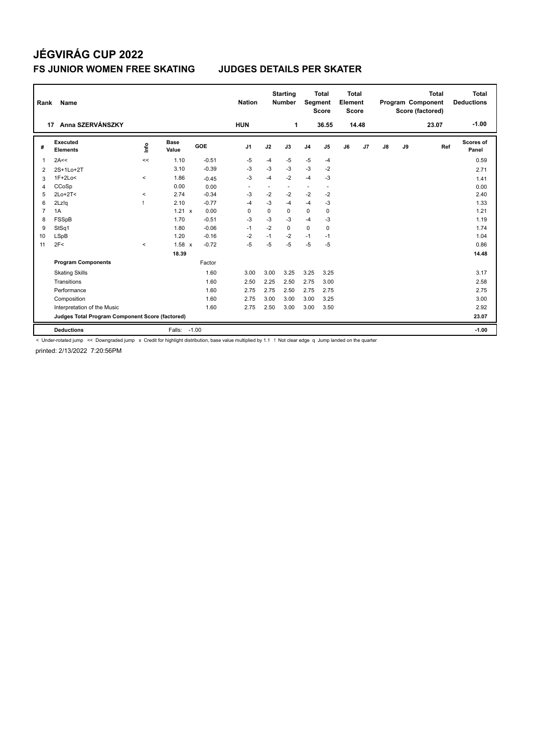# JÉGVIRÁG CUP 2022

## FS JUNIOR WOMEN FREE SKATING JUDGES DETAILS PER SKATER

| Rank | Name | Nation | Starting Number | Total Segment Score | Total Element Score | Total Program Component Score (factored) | Total Deductions |
|---|---|---|---|---|---|---|---|
| 17 | Anna SZERVÁNSZKY | HUN | 1 | 36.55 | 14.48 | 23.07 | -1.00 |

| # | Executed Elements | Info | Base Value | | GOE | J1 | J2 | J3 | J4 | J5 | J6 | J7 | J8 | J9 | Ref | Scores of Panel |
|---|---|---|---|---|---|---|---|---|---|---|---|---|---|---|---|---|
| 1 | 2A<< | << | 1.10 | | -0.51 | -5 | -4 | -5 | -5 | -4 | | | | | | 0.59 |
| 2 | 2S+1Lo+2T | | 3.10 | | -0.39 | -3 | -3 | -3 | -3 | -2 | | | | | | 2.71 |
| 3 | 1F+2Lo< | < | 1.86 | | -0.45 | -3 | -4 | -2 | -4 | -3 | | | | | | 1.41 |
| 4 | CCoSp | | 0.00 | | 0.00 | - | - | - | - | - | | | | | | 0.00 |
| 5 | 2Lo+2T< | < | 2.74 | | -0.34 | -3 | -2 | -2 | -2 | -2 | | | | | | 2.40 |
| 6 | 2Lz!q | ! | 2.10 | | -0.77 | -4 | -3 | -4 | -4 | -3 | | | | | | 1.33 |
| 7 | 1A | | 1.21 | x | 0.00 | 0 | 0 | 0 | 0 | 0 | | | | | | 1.21 |
| 8 | FSSpB | | 1.70 | | -0.51 | -3 | -3 | -3 | -4 | -3 | | | | | | 1.19 |
| 9 | StSq1 | | 1.80 | | -0.06 | -1 | -2 | 0 | 0 | 0 | | | | | | 1.74 |
| 10 | LSpB | | 1.20 | | -0.16 | -2 | -1 | -2 | -1 | -1 | | | | | | 1.04 |
| 11 | 2F< | < | 1.58 | x | -0.72 | -5 | -5 | -5 | -5 | -5 | | | | | | 0.86 |
| | | | 18.39 | | | | | | | | | | | | | 14.48 |
| | **Program Components** | | | | Factor | | | | | | | | | | | |
| | Skating Skills | | | | 1.60 | 3.00 | 3.00 | 3.25 | 3.25 | 3.25 | | | | | | 3.17 |
| | Transitions | | | | 1.60 | 2.50 | 2.25 | 2.50 | 2.75 | 3.00 | | | | | | 2.58 |
| | Performance | | | | 1.60 | 2.75 | 2.75 | 2.50 | 2.75 | 2.75 | | | | | | 2.75 |
| | Composition | | | | 1.60 | 2.75 | 3.00 | 3.00 | 3.00 | 3.25 | | | | | | 3.00 |
| | Interpretation of the Music | | | | 1.60 | 2.75 | 2.50 | 3.00 | 3.00 | 3.50 | | | | | | 2.92 |
| | **Judges Total Program Component Score (factored)** | | | | | | | | | | | | | | | 23.07 |
| | **Deductions** | | Falls: | -1.00 | | | | | | | | | | | | -1.00 |

< Under-rotated jump << Downgraded jump x Credit for highlight distribution, base value multiplied by 1.1 ! Not clear edge q Jump landed on the quarter

printed: 2/13/2022 7:20:56PM